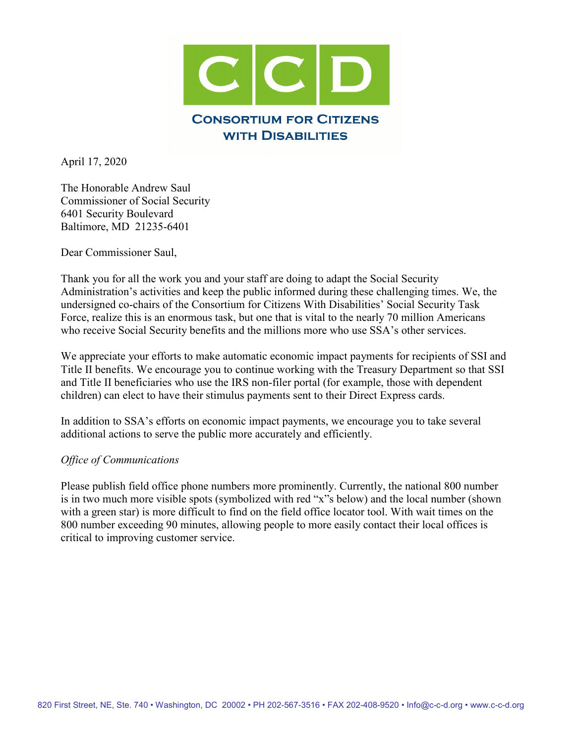# CCD

**Consortium for Citizens with Disabilities**

April 17, 2020

The Honorable Andrew Saul
Commissioner of Social Security
6401 Security Boulevard
Baltimore, MD 21235-6401

Dear Commissioner Saul,

Thank you for all the work you and your staff are doing to adapt the Social Security Administration's activities and keep the public informed during these challenging times. We, the undersigned co-chairs of the Consortium for Citizens With Disabilities' Social Security Task Force, realize this is an enormous task, but one that is vital to the nearly 70 million Americans who receive Social Security benefits and the millions more who use SSA's other services.

We appreciate your efforts to make automatic economic impact payments for recipients of SSI and Title II benefits. We encourage you to continue working with the Treasury Department so that SSI and Title II beneficiaries who use the IRS non-filer portal (for example, those with dependent children) can elect to have their stimulus payments sent to their Direct Express cards.

In addition to SSA's efforts on economic impact payments, we encourage you to take several additional actions to serve the public more accurately and efficiently.

*Office of Communications*

Please publish field office phone numbers more prominently. Currently, the national 800 number is in two much more visible spots (symbolized with red "x"s below) and the local number (shown with a green star) is more difficult to find on the field office locator tool. With wait times on the 800 number exceeding 90 minutes, allowing people to more easily contact their local offices is critical to improving customer service.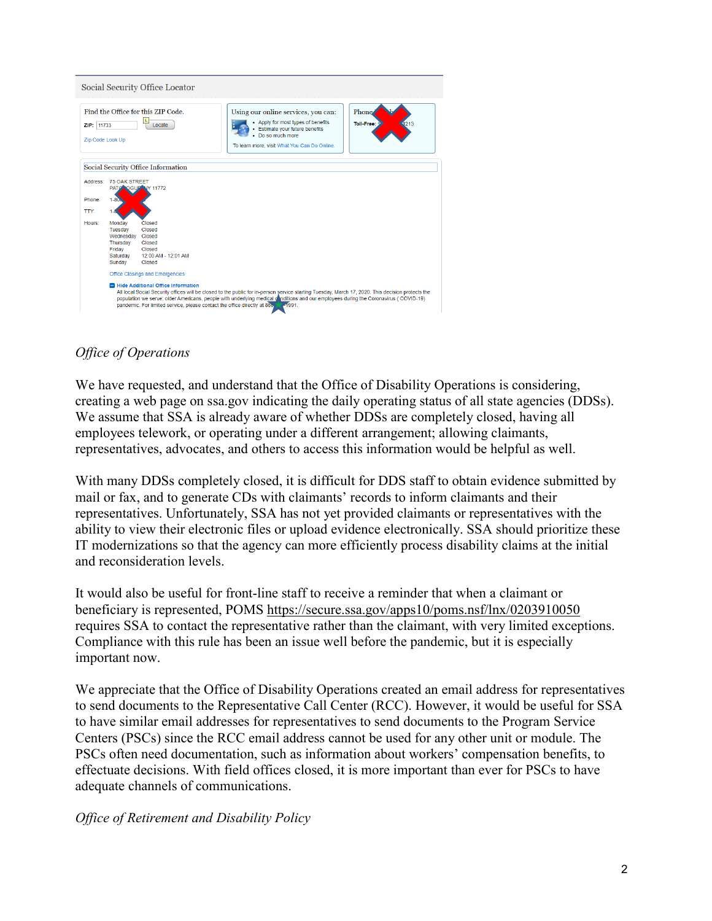Social Security Office Locator

Find the Office for this ZIP Code.

ZIP: 11733 Locate

Zip Code Look Up

Using our online services, you can:

- Apply for most types of benefits
- Estimate your future benefits
- Do so much more

To learn more, visit What You Can Do Online.

Phone

Toll-Free: 1213

Social Security Office Information

Address: 75 OAK STREET
PATCHOGUE NY 11772

Phone: 1-80

TTY: 1-8

Hours:

| Day | Hours |
| --- | --- |
| Monday | Closed |
| Tuesday | Closed |
| Wednesday | Closed |
| Thursday | Closed |
| Friday | Closed |
| Saturday | 12:00 AM - 12:01 AM |
| Sunday | Closed |

Office Closings and Emergencies

Hide Additional Office Information

All local Social Security offices will be closed to the public for in-person service starting Tuesday, March 17, 2020. This decision protects the population we serve: older Americans, people with underlying medical conditions and our employees during the Coronavirus (COVID-19) pandemic. For limited service, please contact the office directly at 86 1991.

*Office of Operations*

We have requested, and understand that the Office of Disability Operations is considering, creating a web page on ssa.gov indicating the daily operating status of all state agencies (DDSs). We assume that SSA is already aware of whether DDSs are completely closed, having all employees telework, or operating under a different arrangement; allowing claimants, representatives, advocates, and others to access this information would be helpful as well.

With many DDSs completely closed, it is difficult for DDS staff to obtain evidence submitted by mail or fax, and to generate CDs with claimants' records to inform claimants and their representatives. Unfortunately, SSA has not yet provided claimants or representatives with the ability to view their electronic files or upload evidence electronically. SSA should prioritize these IT modernizations so that the agency can more efficiently process disability claims at the initial and reconsideration levels.

It would also be useful for front-line staff to receive a reminder that when a claimant or beneficiary is represented, POMS https://secure.ssa.gov/apps10/poms.nsf/lnx/0203910050 requires SSA to contact the representative rather than the claimant, with very limited exceptions. Compliance with this rule has been an issue well before the pandemic, but it is especially important now.

We appreciate that the Office of Disability Operations created an email address for representatives to send documents to the Representative Call Center (RCC). However, it would be useful for SSA to have similar email addresses for representatives to send documents to the Program Service Centers (PSCs) since the RCC email address cannot be used for any other unit or module. The PSCs often need documentation, such as information about workers' compensation benefits, to effectuate decisions. With field offices closed, it is more important than ever for PSCs to have adequate channels of communications.

*Office of Retirement and Disability Policy*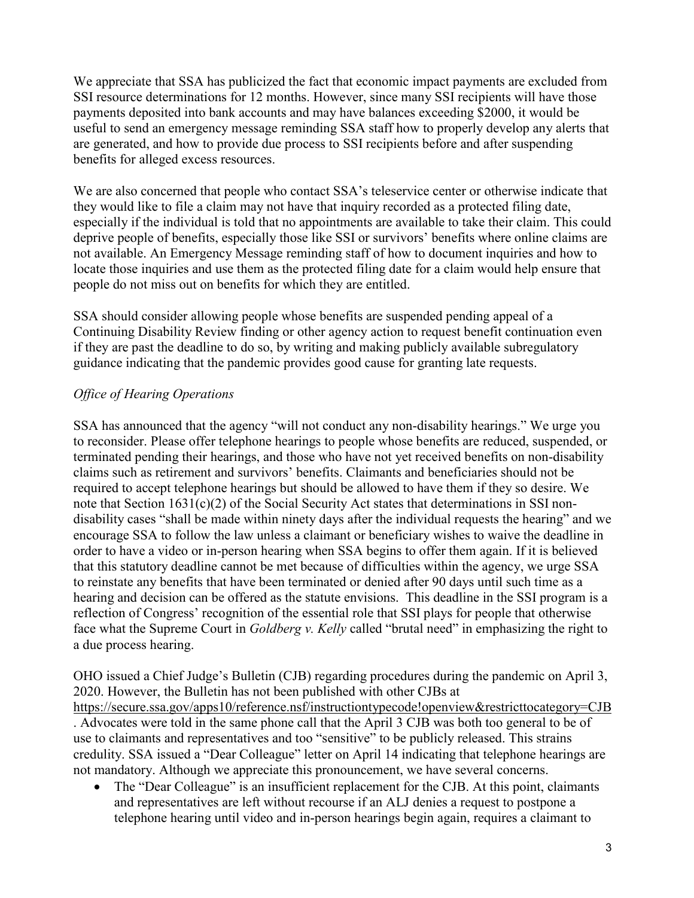We appreciate that SSA has publicized the fact that economic impact payments are excluded from SSI resource determinations for 12 months. However, since many SSI recipients will have those payments deposited into bank accounts and may have balances exceeding $2000, it would be useful to send an emergency message reminding SSA staff how to properly develop any alerts that are generated, and how to provide due process to SSI recipients before and after suspending benefits for alleged excess resources.

We are also concerned that people who contact SSA's teleservice center or otherwise indicate that they would like to file a claim may not have that inquiry recorded as a protected filing date, especially if the individual is told that no appointments are available to take their claim. This could deprive people of benefits, especially those like SSI or survivors' benefits where online claims are not available. An Emergency Message reminding staff of how to document inquiries and how to locate those inquiries and use them as the protected filing date for a claim would help ensure that people do not miss out on benefits for which they are entitled.

SSA should consider allowing people whose benefits are suspended pending appeal of a Continuing Disability Review finding or other agency action to request benefit continuation even if they are past the deadline to do so, by writing and making publicly available subregulatory guidance indicating that the pandemic provides good cause for granting late requests.

*Office of Hearing Operations*

SSA has announced that the agency "will not conduct any non-disability hearings." We urge you to reconsider. Please offer telephone hearings to people whose benefits are reduced, suspended, or terminated pending their hearings, and those who have not yet received benefits on non-disability claims such as retirement and survivors' benefits. Claimants and beneficiaries should not be required to accept telephone hearings but should be allowed to have them if they so desire. We note that Section 1631(c)(2) of the Social Security Act states that determinations in SSI non-disability cases "shall be made within ninety days after the individual requests the hearing" and we encourage SSA to follow the law unless a claimant or beneficiary wishes to waive the deadline in order to have a video or in-person hearing when SSA begins to offer them again. If it is believed that this statutory deadline cannot be met because of difficulties within the agency, we urge SSA to reinstate any benefits that have been terminated or denied after 90 days until such time as a hearing and decision can be offered as the statute envisions. This deadline in the SSI program is a reflection of Congress' recognition of the essential role that SSI plays for people that otherwise face what the Supreme Court in *Goldberg v. Kelly* called "brutal need" in emphasizing the right to a due process hearing.

OHO issued a Chief Judge's Bulletin (CJB) regarding procedures during the pandemic on April 3, 2020. However, the Bulletin has not been published with other CJBs at https://secure.ssa.gov/apps10/reference.nsf/instructiontypecode!openview&restricttocategory=CJB. Advocates were told in the same phone call that the April 3 CJB was both too general to be of use to claimants and representatives and too "sensitive" to be publicly released. This strains credulity. SSA issued a "Dear Colleague" letter on April 14 indicating that telephone hearings are not mandatory. Although we appreciate this pronouncement, we have several concerns.

- The "Dear Colleague" is an insufficient replacement for the CJB. At this point, claimants and representatives are left without recourse if an ALJ denies a request to postpone a telephone hearing until video and in-person hearings begin again, requires a claimant to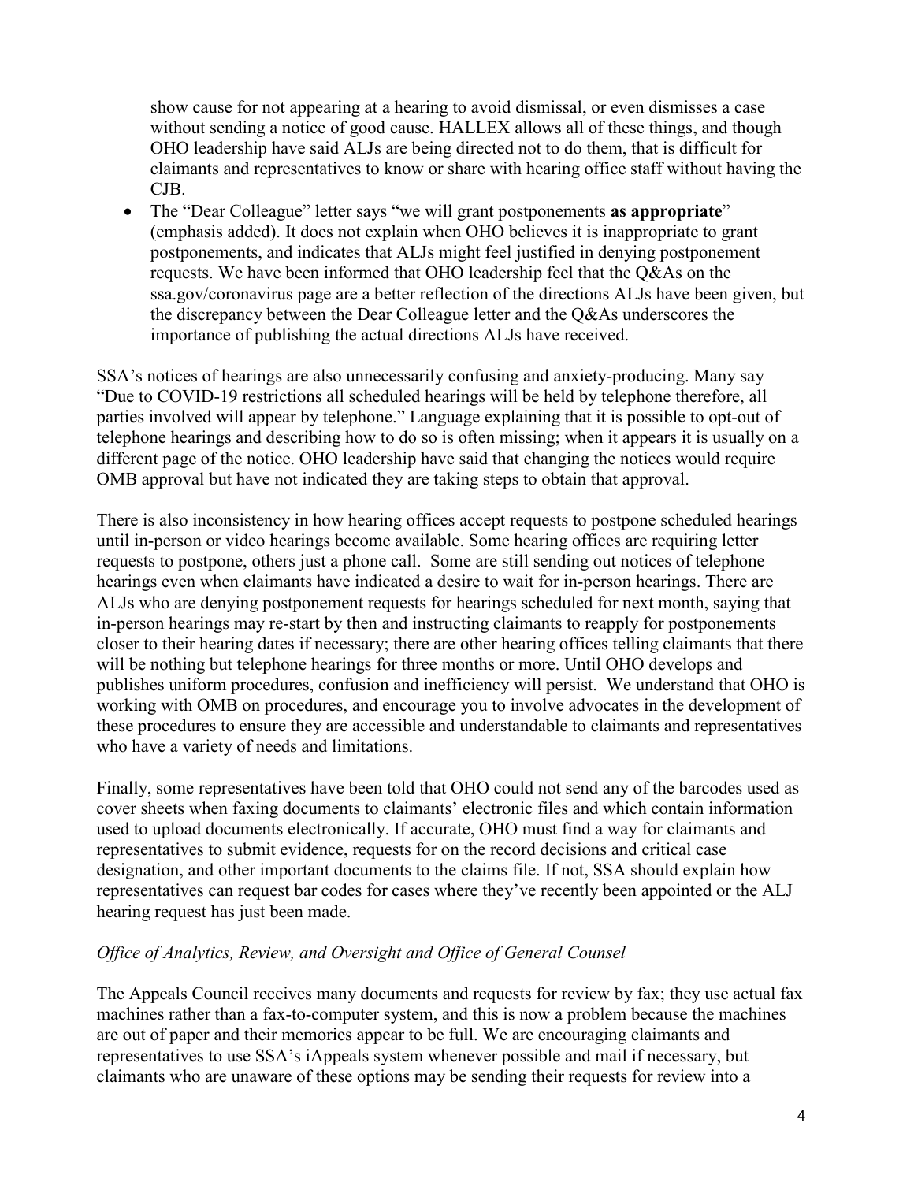show cause for not appearing at a hearing to avoid dismissal, or even dismisses a case without sending a notice of good cause. HALLEX allows all of these things, and though OHO leadership have said ALJs are being directed not to do them, that is difficult for claimants and representatives to know or share with hearing office staff without having the CJB.

- The "Dear Colleague" letter says "we will grant postponements **as appropriate**" (emphasis added). It does not explain when OHO believes it is inappropriate to grant postponements, and indicates that ALJs might feel justified in denying postponement requests. We have been informed that OHO leadership feel that the Q&As on the ssa.gov/coronavirus page are a better reflection of the directions ALJs have been given, but the discrepancy between the Dear Colleague letter and the Q&As underscores the importance of publishing the actual directions ALJs have received.

SSA's notices of hearings are also unnecessarily confusing and anxiety-producing. Many say "Due to COVID-19 restrictions all scheduled hearings will be held by telephone therefore, all parties involved will appear by telephone." Language explaining that it is possible to opt-out of telephone hearings and describing how to do so is often missing; when it appears it is usually on a different page of the notice. OHO leadership have said that changing the notices would require OMB approval but have not indicated they are taking steps to obtain that approval.

There is also inconsistency in how hearing offices accept requests to postpone scheduled hearings until in-person or video hearings become available. Some hearing offices are requiring letter requests to postpone, others just a phone call. Some are still sending out notices of telephone hearings even when claimants have indicated a desire to wait for in-person hearings. There are ALJs who are denying postponement requests for hearings scheduled for next month, saying that in-person hearings may re-start by then and instructing claimants to reapply for postponements closer to their hearing dates if necessary; there are other hearing offices telling claimants that there will be nothing but telephone hearings for three months or more. Until OHO develops and publishes uniform procedures, confusion and inefficiency will persist. We understand that OHO is working with OMB on procedures, and encourage you to involve advocates in the development of these procedures to ensure they are accessible and understandable to claimants and representatives who have a variety of needs and limitations.

Finally, some representatives have been told that OHO could not send any of the barcodes used as cover sheets when faxing documents to claimants' electronic files and which contain information used to upload documents electronically. If accurate, OHO must find a way for claimants and representatives to submit evidence, requests for on the record decisions and critical case designation, and other important documents to the claims file. If not, SSA should explain how representatives can request bar codes for cases where they've recently been appointed or the ALJ hearing request has just been made.

*Office of Analytics, Review, and Oversight and Office of General Counsel*

The Appeals Council receives many documents and requests for review by fax; they use actual fax machines rather than a fax-to-computer system, and this is now a problem because the machines are out of paper and their memories appear to be full. We are encouraging claimants and representatives to use SSA's iAppeals system whenever possible and mail if necessary, but claimants who are unaware of these options may be sending their requests for review into a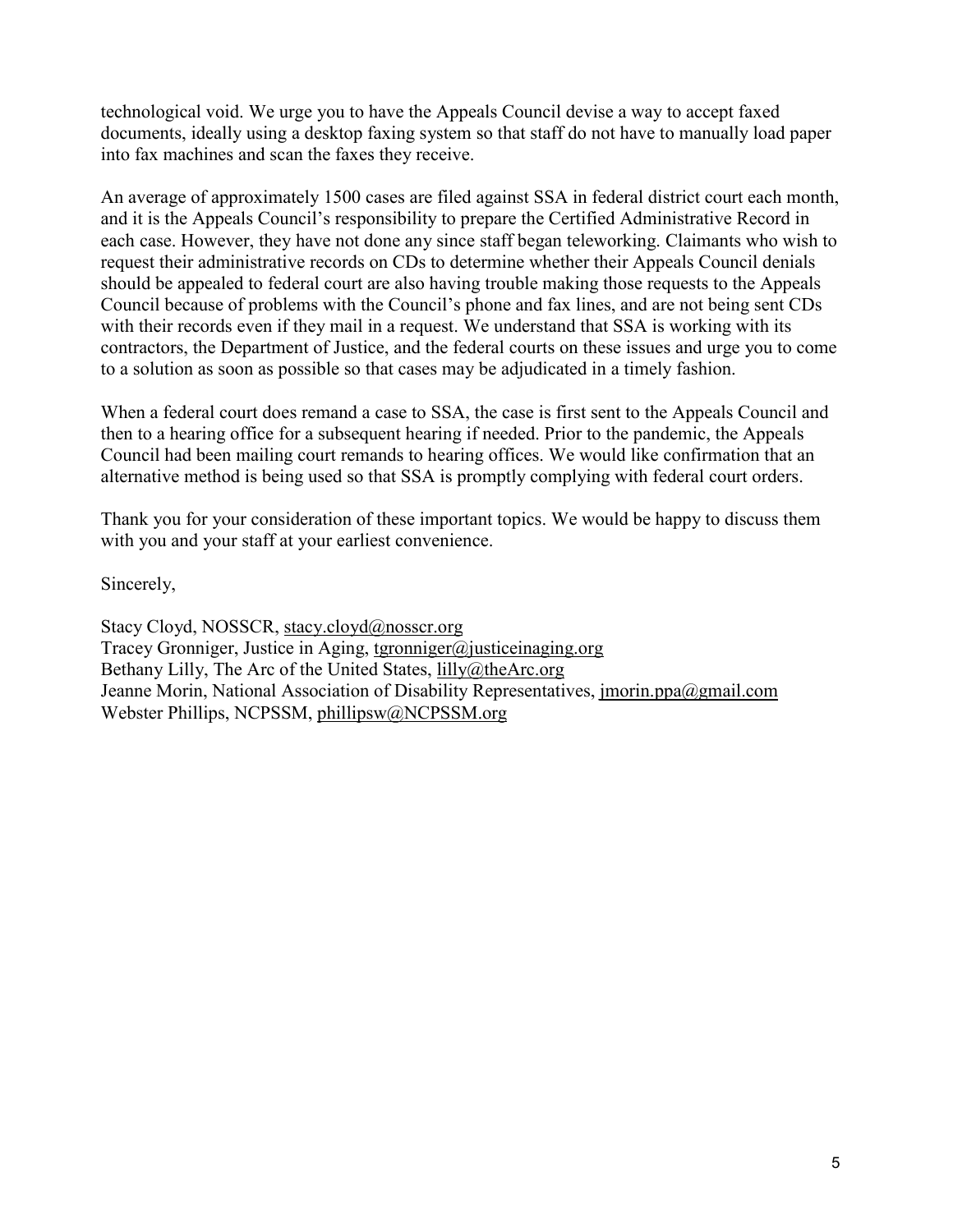technological void. We urge you to have the Appeals Council devise a way to accept faxed documents, ideally using a desktop faxing system so that staff do not have to manually load paper into fax machines and scan the faxes they receive.

An average of approximately 1500 cases are filed against SSA in federal district court each month, and it is the Appeals Council's responsibility to prepare the Certified Administrative Record in each case. However, they have not done any since staff began teleworking. Claimants who wish to request their administrative records on CDs to determine whether their Appeals Council denials should be appealed to federal court are also having trouble making those requests to the Appeals Council because of problems with the Council's phone and fax lines, and are not being sent CDs with their records even if they mail in a request. We understand that SSA is working with its contractors, the Department of Justice, and the federal courts on these issues and urge you to come to a solution as soon as possible so that cases may be adjudicated in a timely fashion.

When a federal court does remand a case to SSA, the case is first sent to the Appeals Council and then to a hearing office for a subsequent hearing if needed. Prior to the pandemic, the Appeals Council had been mailing court remands to hearing offices. We would like confirmation that an alternative method is being used so that SSA is promptly complying with federal court orders.

Thank you for your consideration of these important topics. We would be happy to discuss them with you and your staff at your earliest convenience.

Sincerely,

Stacy Cloyd, NOSSCR, stacy.cloyd@nosscr.org
Tracey Gronniger, Justice in Aging, tgronniger@justiceinaging.org
Bethany Lilly, The Arc of the United States, lilly@theArc.org
Jeanne Morin, National Association of Disability Representatives, jmorin.ppa@gmail.com
Webster Phillips, NCPSSM, phillipsw@NCPSSM.org